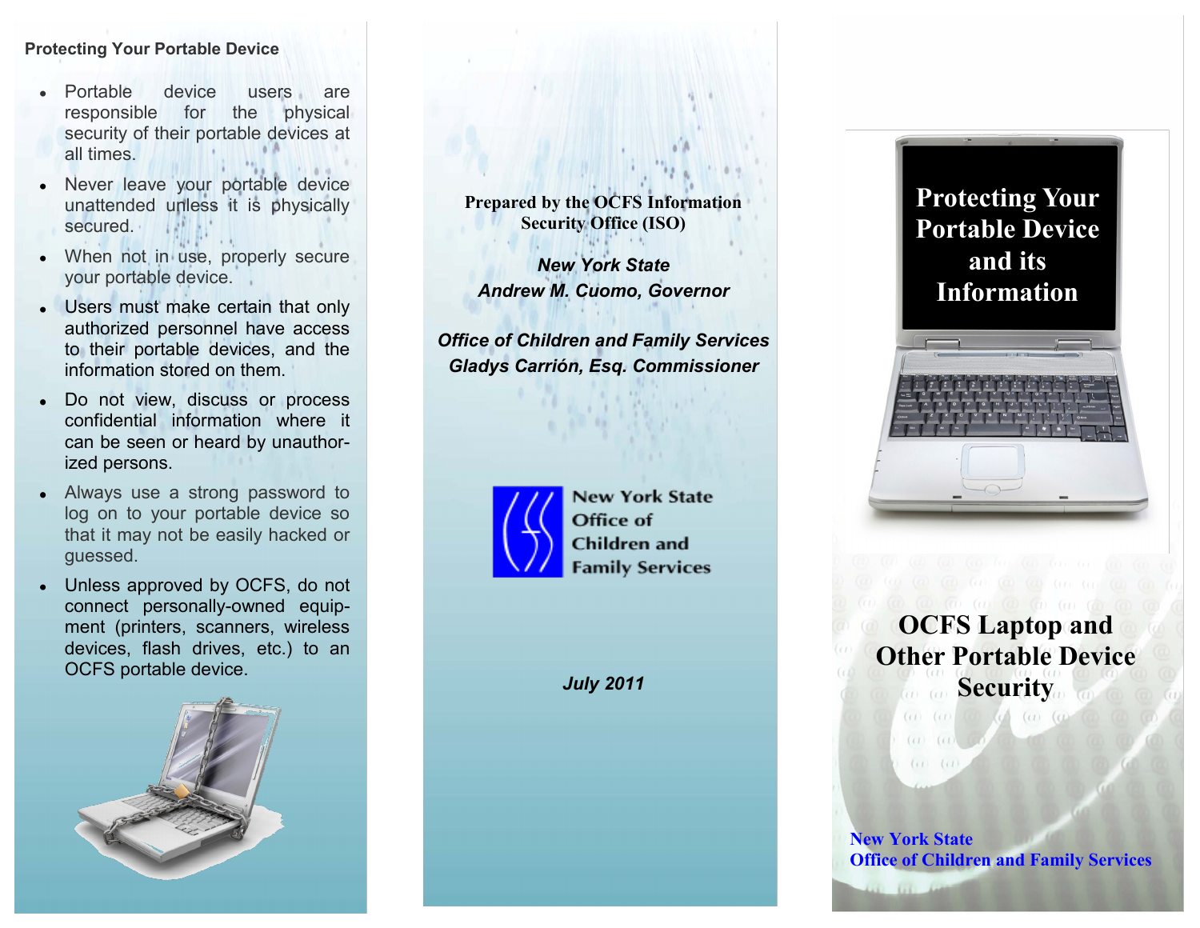## Protecting Your Portable Device

- Portable device users are responsible for the physical security of their portable devices at all times.
- Never leave your portable device unattended unless it is physically secured.
- When not in use, properly secure your portable device.
- Users must make certain that only authorized personnel have access to their portable devices, and the information stored on them.
- Do not view, discuss or process confidential information where it can be seen or heard by unauthorized persons.
- Always use a strong password to log on to your portable device so that it may not be easily hacked or guessed.
- Unless approved by OCFS, do not connect personally-owned equipment (printers, scanners, wireless devices, flash drives, etc.) to an OCFS portable device.

**Prepared by the OCFS Information Security Office (ISO)**

***New York State***
***Andrew M. Cuomo, Governor***

***Office of Children and Family Services***
***Gladys Carrión, Esq. Commissioner***

New York State
Office of
Children and
Family Services

***July 2011***

# Protecting Your Portable Device and its Information

# OCFS Laptop and Other Portable Device Security

**New York State**
**Office of Children and Family Services**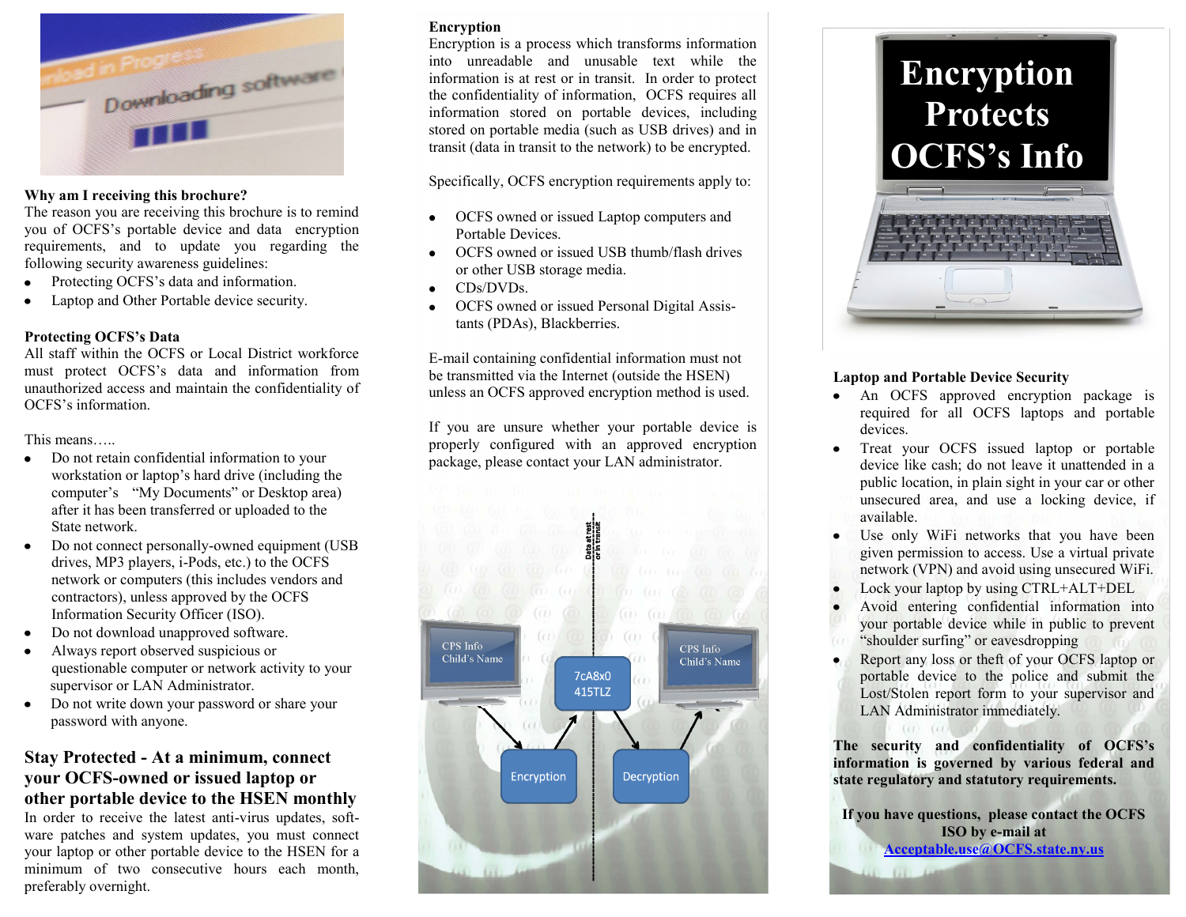### Why am I receiving this brochure?

The reason you are receiving this brochure is to remind you of OCFS's portable device and data encryption requirements, and to update you regarding the following security awareness guidelines:

- Protecting OCFS's data and information.
- Laptop and Other Portable device security.

### Protecting OCFS's Data

All staff within the OCFS or Local District workforce must protect OCFS's data and information from unauthorized access and maintain the confidentiality of OCFS's information.

This means…..

- Do not retain confidential information to your workstation or laptop's hard drive (including the computer's "My Documents" or Desktop area) after it has been transferred or uploaded to the State network.
- Do not connect personally-owned equipment (USB drives, MP3 players, i-Pods, etc.) to the OCFS network or computers (this includes vendors and contractors), unless approved by the OCFS Information Security Officer (ISO).
- Do not download unapproved software.
- Always report observed suspicious or questionable computer or network activity to your supervisor or LAN Administrator.
- Do not write down your password or share your password with anyone.

### Stay Protected - At a minimum, connect your OCFS-owned or issued laptop or other portable device to the HSEN monthly

In order to receive the latest anti-virus updates, software patches and system updates, you must connect your laptop or other portable device to the HSEN for a minimum of two consecutive hours each month, preferably overnight.

### Encryption

Encryption is a process which transforms information into unreadable and unusable text while the information is at rest or in transit. In order to protect the confidentiality of information, OCFS requires all information stored on portable devices, including stored on portable media (such as USB drives) and in transit (data in transit to the network) to be encrypted.

Specifically, OCFS encryption requirements apply to:

- OCFS owned or issued Laptop computers and Portable Devices.
- OCFS owned or issued USB thumb/flash drives or other USB storage media.
- CDs/DVDs.
- OCFS owned or issued Personal Digital Assistants (PDAs), Blackberries.

E-mail containing confidential information must not be transmitted via the Internet (outside the HSEN) unless an OCFS approved encryption method is used.

If you are unsure whether your portable device is properly configured with an approved encryption package, please contact your LAN administrator.

Data at rest or in transit

CPS Info
Child's Name

7cA8x0
415TLZ

CPS Info
Child's Name

Encryption

Decryption

# Encryption Protects OCFS's Info

### Laptop and Portable Device Security

- An OCFS approved encryption package is required for all OCFS laptops and portable devices.
- Treat your OCFS issued laptop or portable device like cash; do not leave it unattended in a public location, in plain sight in your car or other unsecured area, and use a locking device, if available.
- Use only WiFi networks that you have been given permission to access. Use a virtual private network (VPN) and avoid using unsecured WiFi.
- Lock your laptop by using CTRL+ALT+DEL
- Avoid entering confidential information into your portable device while in public to prevent "shoulder surfing" or eavesdropping
- Report any loss or theft of your OCFS laptop or portable device to the police and submit the Lost/Stolen report form to your supervisor and LAN Administrator immediately.

**The security and confidentiality of OCFS's information is governed by various federal and state regulatory and statutory requirements.**

**If you have questions, please contact the OCFS ISO by e-mail at Acceptable.use@OCFS.state.ny.us**